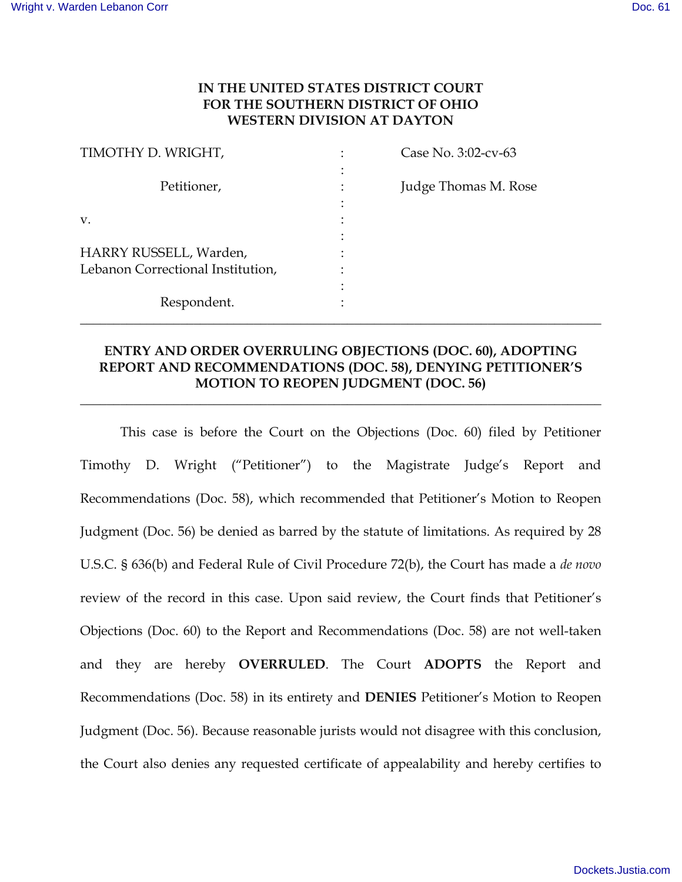**IN THE UNITED STATES DISTRICT COURT**
**FOR THE SOUTHERN DISTRICT OF OHIO**
**WESTERN DIVISION AT DAYTON**

| | | |
|---|---|---|
| TIMOTHY D. WRIGHT, | : | Case No. 3:02-cv-63 |
| Petitioner, | : | Judge Thomas M. Rose |
| v. | : | |
| HARRY RUSSELL, Warden, Lebanon Correctional Institution, | : | |
| Respondent. | : | |

---

**ENTRY AND ORDER OVERRULING OBJECTIONS (DOC. 60), ADOPTING REPORT AND RECOMMENDATIONS (DOC. 58), DENYING PETITIONER'S MOTION TO REOPEN JUDGMENT (DOC. 56)**

---

This case is before the Court on the Objections (Doc. 60) filed by Petitioner Timothy D. Wright ("Petitioner") to the Magistrate Judge's Report and Recommendations (Doc. 58), which recommended that Petitioner's Motion to Reopen Judgment (Doc. 56) be denied as barred by the statute of limitations. As required by 28 U.S.C. § 636(b) and Federal Rule of Civil Procedure 72(b), the Court has made a *de novo* review of the record in this case. Upon said review, the Court finds that Petitioner's Objections (Doc. 60) to the Report and Recommendations (Doc. 58) are not well-taken and they are hereby **OVERRULED**. The Court **ADOPTS** the Report and Recommendations (Doc. 58) in its entirety and **DENIES** Petitioner's Motion to Reopen Judgment (Doc. 56). Because reasonable jurists would not disagree with this conclusion, the Court also denies any requested certificate of appealability and hereby certifies to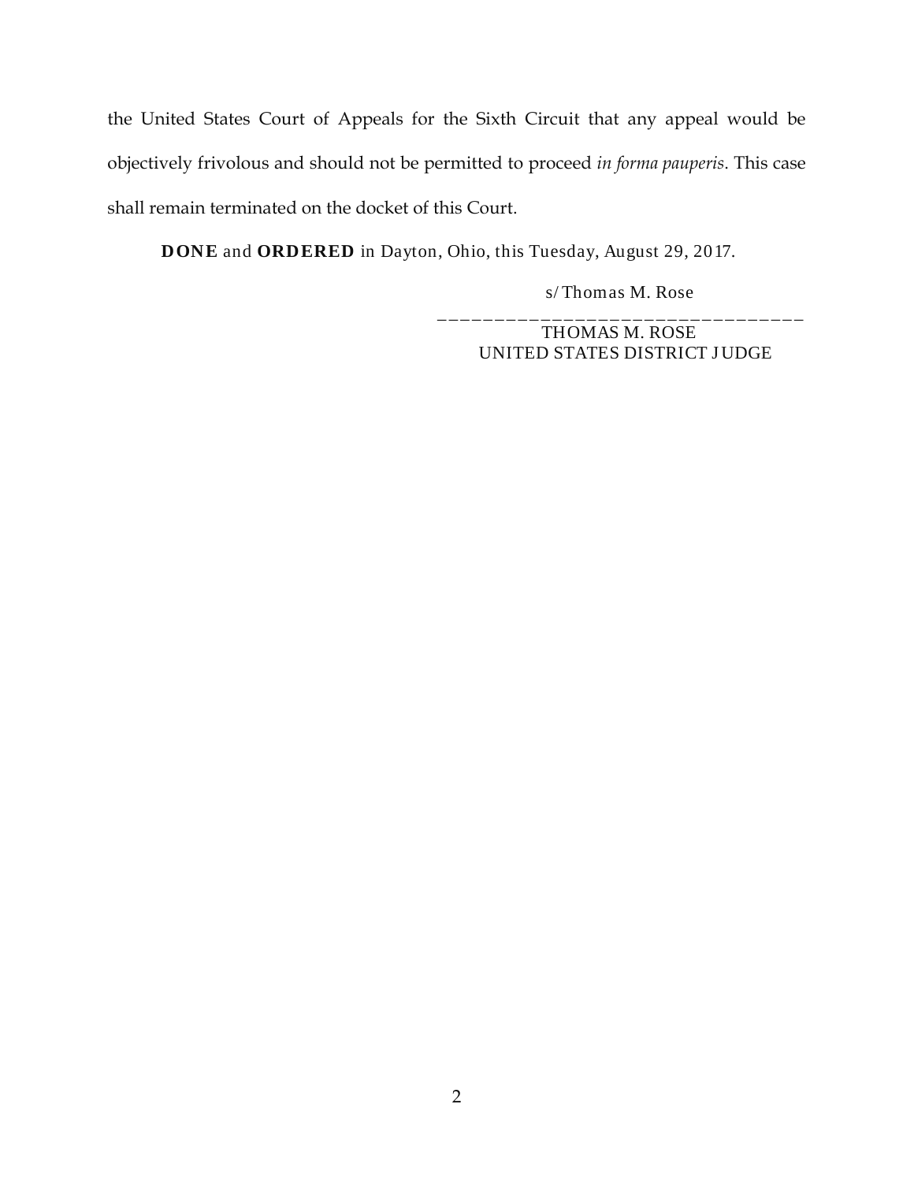the United States Court of Appeals for the Sixth Circuit that any appeal would be objectively frivolous and should not be permitted to proceed *in forma pauperis*. This case shall remain terminated on the docket of this Court.

**DONE** and **ORDERED** in Dayton, Ohio, this Tuesday, August 29, 2017.

s/Thomas M. Rose

\_\_\_\_\_\_\_\_\_\_\_\_\_\_\_\_\_\_\_\_\_\_\_\_\_\_\_\_\_\_\_\_

THOMAS M. ROSE
UNITED STATES DISTRICT JUDGE